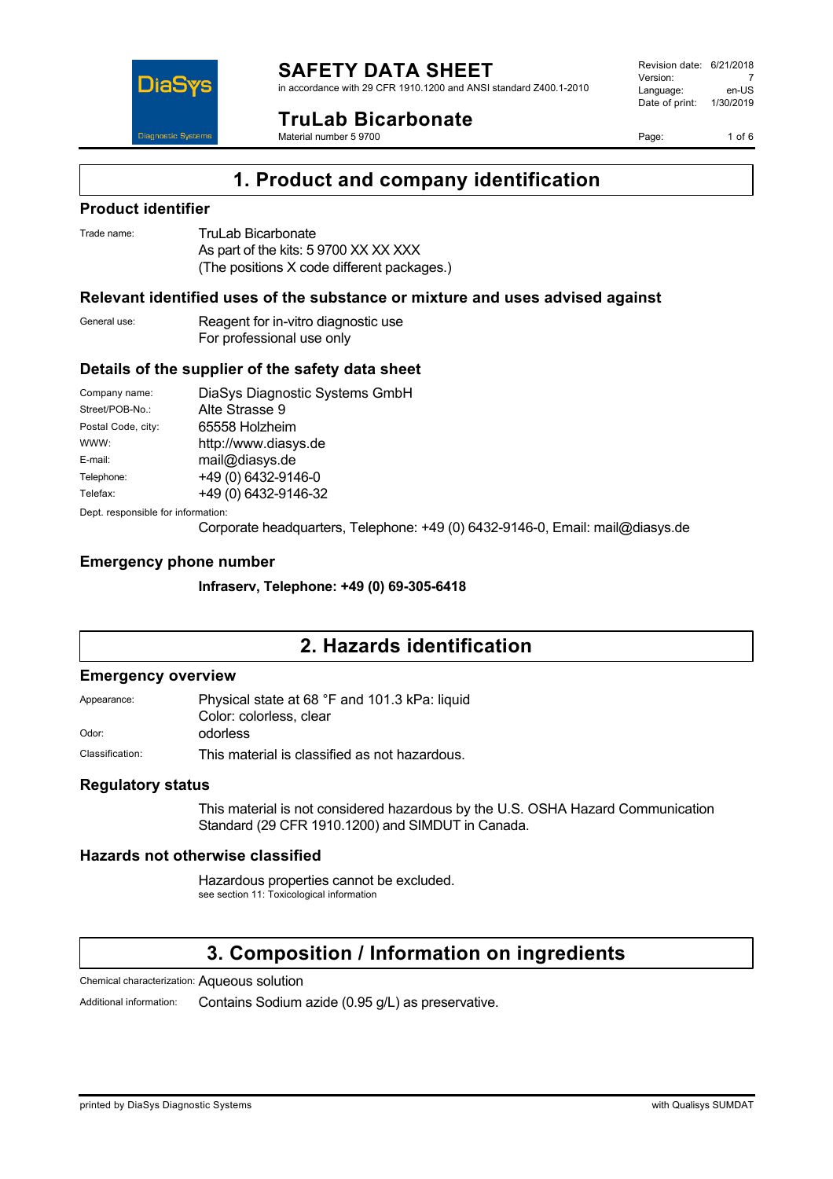# SAFETY DATA SHEET

in accordance with 29 CFR 1910.1200 and ANSI standard Z400.1-2010

## TruLab Bicarbonate

Material number 5 9700

Revision date: 6/21/2018
Version: 7
Language: en-US
Date of print: 1/30/2019

# 1. Product and company identification

## Product identifier

Trade name: TruLab Bicarbonate
As part of the kits: 5 9700 XX XX XXX
(The positions X code different packages.)

## Relevant identified uses of the substance or mixture and uses advised against

General use: Reagent for in-vitro diagnostic use
For professional use only

## Details of the supplier of the safety data sheet

Company name: DiaSys Diagnostic Systems GmbH
Street/POB-No.: Alte Strasse 9
Postal Code, city: 65558 Holzheim
WWW: http://www.diasys.de
E-mail: mail@diasys.de
Telephone: +49 (0) 6432-9146-0
Telefax: +49 (0) 6432-9146-32

Dept. responsible for information:
Corporate headquarters, Telephone: +49 (0) 6432-9146-0, Email: mail@diasys.de

## Emergency phone number

**Infraserv, Telephone: +49 (0) 69-305-6418**

# 2. Hazards identification

## Emergency overview

Appearance: Physical state at 68 °F and 101.3 kPa: liquid
Color: colorless, clear
Odor: odorless
Classification: This material is classified as not hazardous.

## Regulatory status

This material is not considered hazardous by the U.S. OSHA Hazard Communication Standard (29 CFR 1910.1200) and SIMDUT in Canada.

## Hazards not otherwise classified

Hazardous properties cannot be excluded.
see section 11: Toxicological information

# 3. Composition / Information on ingredients

Chemical characterization: Aqueous solution
Additional information: Contains Sodium azide (0.95 g/L) as preservative.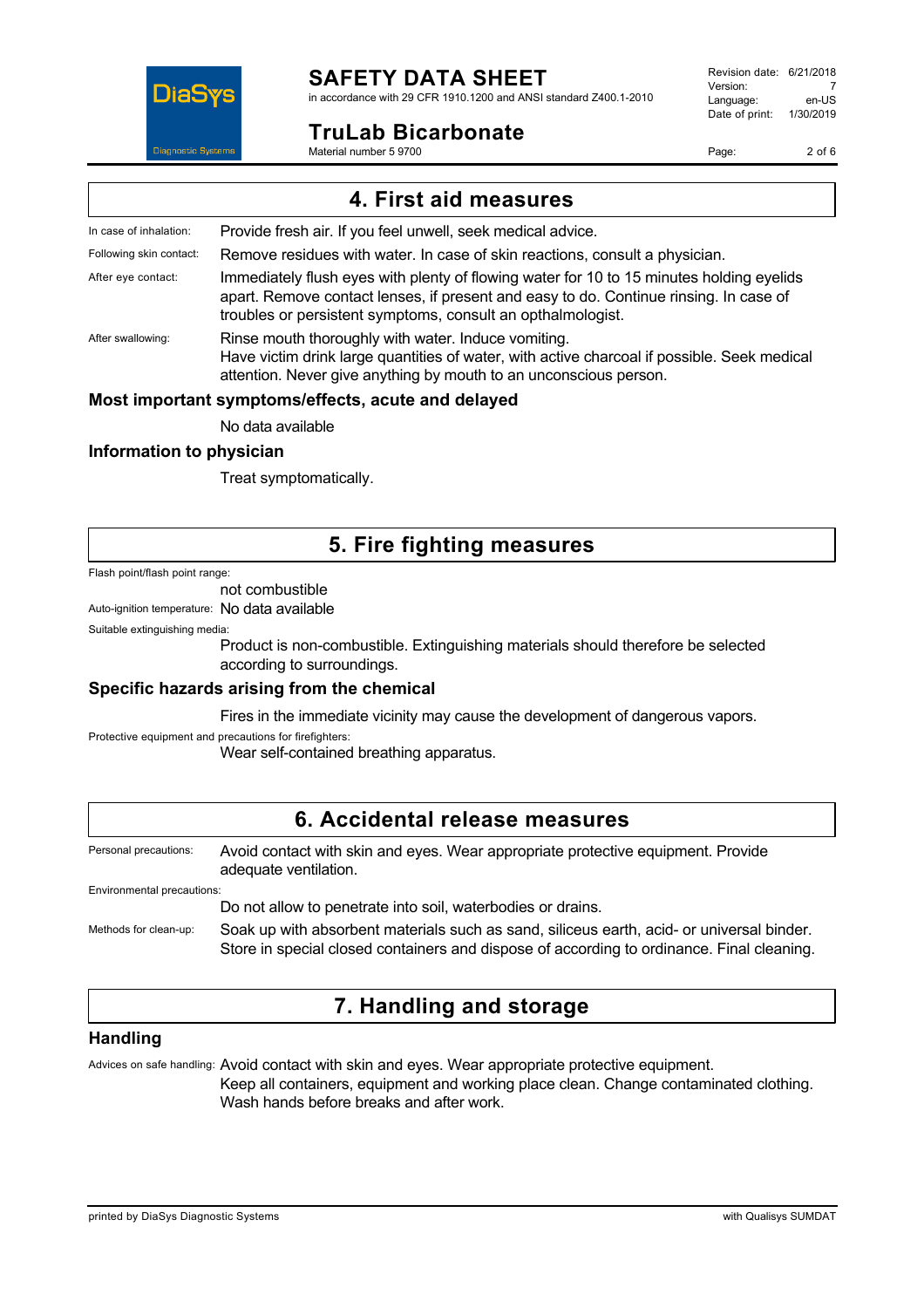## 4. First aid measures

In case of inhalation: Provide fresh air. If you feel unwell, seek medical advice.

Following skin contact: Remove residues with water. In case of skin reactions, consult a physician.

After eye contact: Immediately flush eyes with plenty of flowing water for 10 to 15 minutes holding eyelids apart. Remove contact lenses, if present and easy to do. Continue rinsing. In case of troubles or persistent symptoms, consult an opthalmologist.

After swallowing: Rinse mouth thoroughly with water. Induce vomiting.
Have victim drink large quantities of water, with active charcoal if possible. Seek medical attention. Never give anything by mouth to an unconscious person.

### Most important symptoms/effects, acute and delayed

No data available

### Information to physician

Treat symptomatically.

## 5. Fire fighting measures

Flash point/flash point range:
not combustible

Auto-ignition temperature: No data available

Suitable extinguishing media:
Product is non-combustible. Extinguishing materials should therefore be selected according to surroundings.

### Specific hazards arising from the chemical

Fires in the immediate vicinity may cause the development of dangerous vapors.

Protective equipment and precautions for firefighters:
Wear self-contained breathing apparatus.

## 6. Accidental release measures

Personal precautions: Avoid contact with skin and eyes. Wear appropriate protective equipment. Provide adequate ventilation.

Environmental precautions:
Do not allow to penetrate into soil, waterbodies or drains.

Methods for clean-up: Soak up with absorbent materials such as sand, siliceous earth, acid- or universal binder. Store in special closed containers and dispose of according to ordinance. Final cleaning.

## 7. Handling and storage

### Handling

Advices on safe handling: Avoid contact with skin and eyes. Wear appropriate protective equipment.
Keep all containers, equipment and working place clean. Change contaminated clothing.
Wash hands before breaks and after work.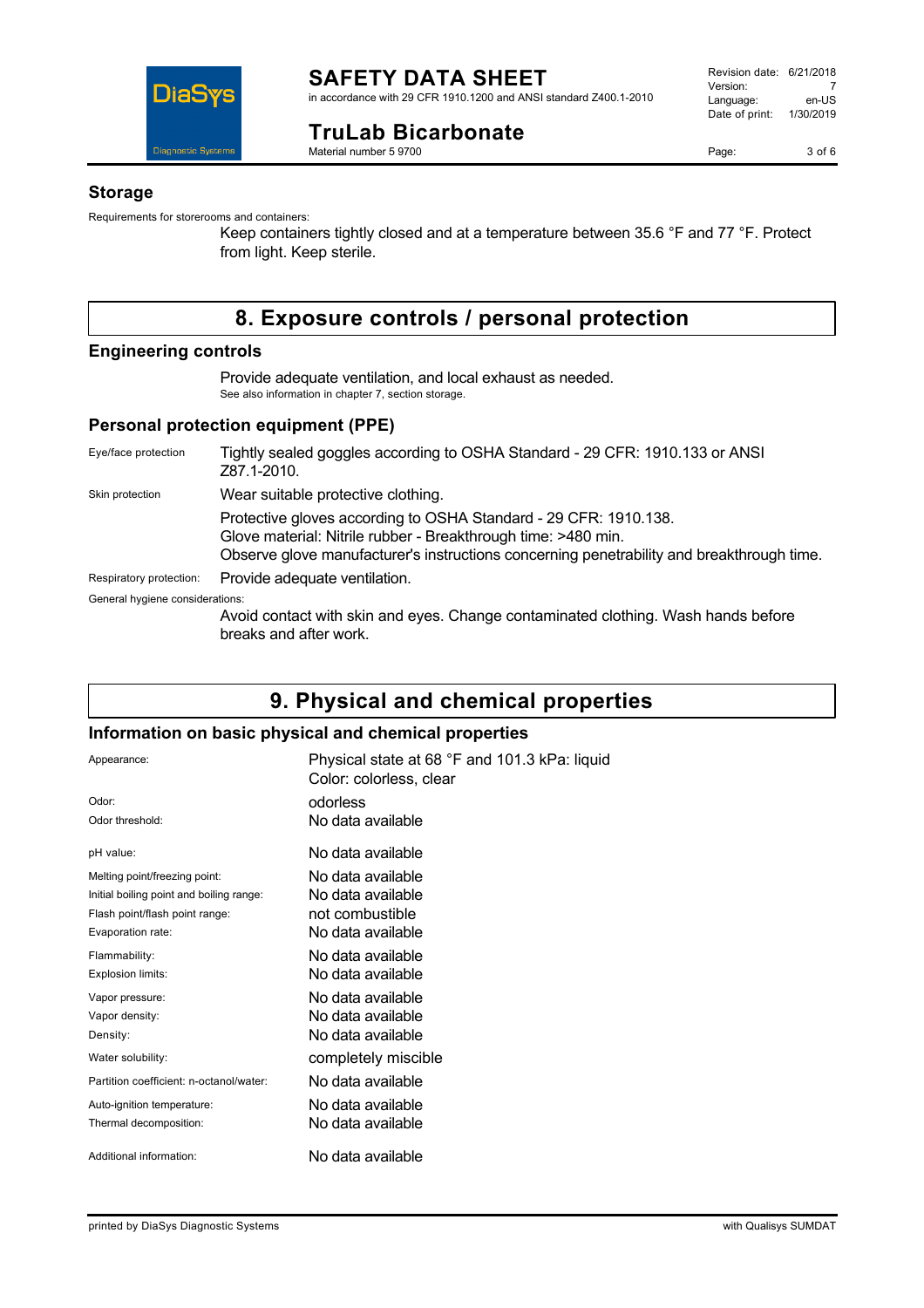## Storage

Requirements for storerooms and containers:

Keep containers tightly closed and at a temperature between 35.6 °F and 77 °F. Protect from light. Keep sterile.

# 8. Exposure controls / personal protection

## Engineering controls

Provide adequate ventilation, and local exhaust as needed.
See also information in chapter 7, section storage.

## Personal protection equipment (PPE)

| | |
|---|---|
| Eye/face protection | Tightly sealed goggles according to OSHA Standard - 29 CFR: 1910.133 or ANSI Z87.1-2010. |
| Skin protection | Wear suitable protective clothing. |
| | Protective gloves according to OSHA Standard - 29 CFR: 1910.138.<br>Glove material: Nitrile rubber - Breakthrough time: >480 min.<br>Observe glove manufacturer's instructions concerning penetrability and breakthrough time. |
| Respiratory protection: | Provide adequate ventilation. |

General hygiene considerations:

Avoid contact with skin and eyes. Change contaminated clothing. Wash hands before breaks and after work.

# 9. Physical and chemical properties

## Information on basic physical and chemical properties

| | |
|---|---|
| Appearance: | Physical state at 68 °F and 101.3 kPa: liquid<br>Color: colorless, clear |
| Odor: | odorless |
| Odor threshold: | No data available |
| pH value: | No data available |
| Melting point/freezing point: | No data available |
| Initial boiling point and boiling range: | No data available |
| Flash point/flash point range: | not combustible |
| Evaporation rate: | No data available |
| Flammability: | No data available |
| Explosion limits: | No data available |
| Vapor pressure: | No data available |
| Vapor density: | No data available |
| Density: | No data available |
| Water solubility: | completely miscible |
| Partition coefficient: n-octanol/water: | No data available |
| Auto-ignition temperature: | No data available |
| Thermal decomposition: | No data available |
| Additional information: | No data available |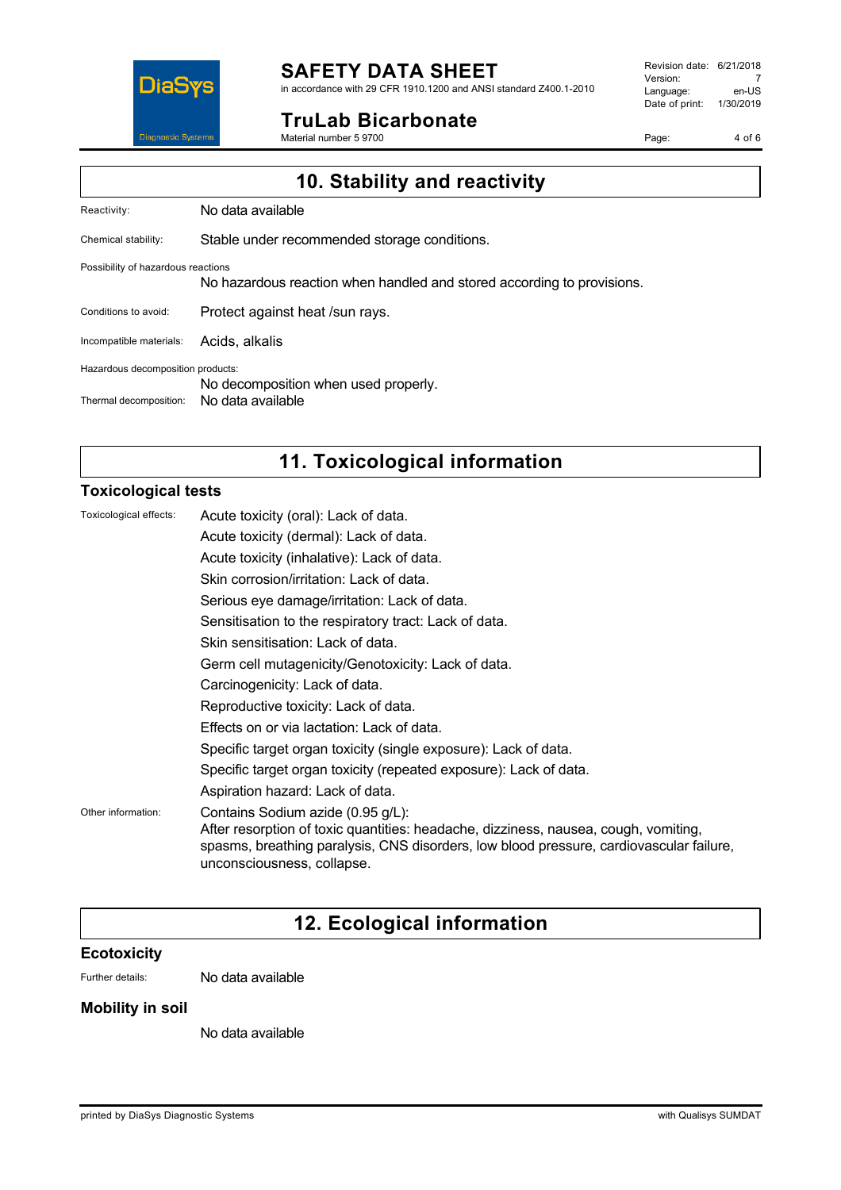## 10. Stability and reactivity

Reactivity: No data available

Chemical stability: Stable under recommended storage conditions.

Possibility of hazardous reactions
No hazardous reaction when handled and stored according to provisions.

Conditions to avoid: Protect against heat /sun rays.

Incompatible materials: Acids, alkalis

Hazardous decomposition products:
No decomposition when used properly.

Thermal decomposition: No data available

## 11. Toxicological information

### Toxicological tests

Toxicological effects:
Acute toxicity (oral): Lack of data.
Acute toxicity (dermal): Lack of data.
Acute toxicity (inhalative): Lack of data.
Skin corrosion/irritation: Lack of data.
Serious eye damage/irritation: Lack of data.
Sensitisation to the respiratory tract: Lack of data.
Skin sensitisation: Lack of data.
Germ cell mutagenicity/Genotoxicity: Lack of data.
Carcinogenicity: Lack of data.
Reproductive toxicity: Lack of data.
Effects on or via lactation: Lack of data.
Specific target organ toxicity (single exposure): Lack of data.
Specific target organ toxicity (repeated exposure): Lack of data.
Aspiration hazard: Lack of data.

Other information: Contains Sodium azide (0.95 g/L):
After resorption of toxic quantities: headache, dizziness, nausea, cough, vomiting, spasms, breathing paralysis, CNS disorders, low blood pressure, cardiovascular failure, unconsciousness, collapse.

## 12. Ecological information

### Ecotoxicity

Further details: No data available

### Mobility in soil

No data available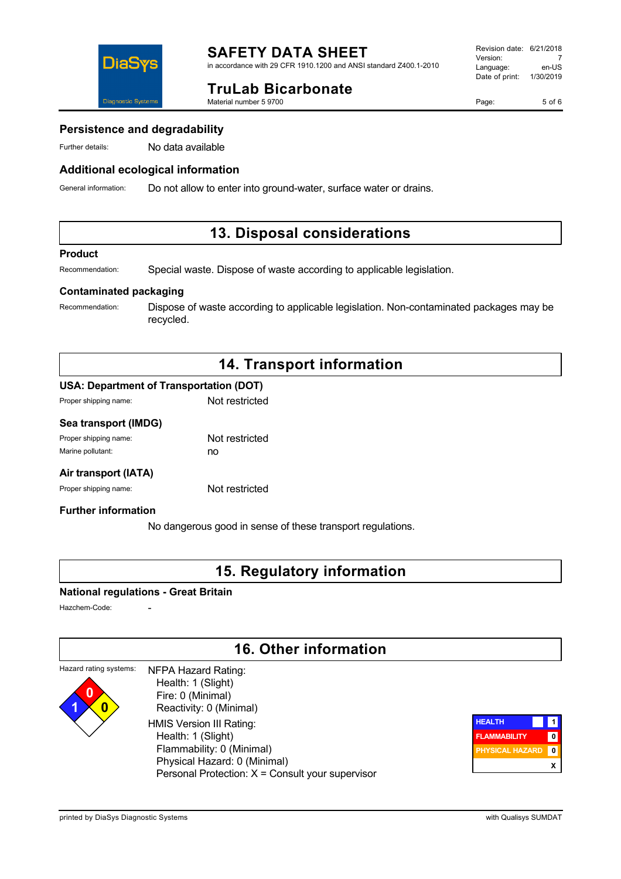### Persistence and degradability

Further details: No data available

### Additional ecological information

General information: Do not allow to enter into ground-water, surface water or drains.

## 13. Disposal considerations

### Product

Recommendation: Special waste. Dispose of waste according to applicable legislation.

### Contaminated packaging

Recommendation: Dispose of waste according to applicable legislation. Non-contaminated packages may be recycled.

## 14. Transport information

### USA: Department of Transportation (DOT)

Proper shipping name: Not restricted

### Sea transport (IMDG)

Proper shipping name: Not restricted

Marine pollutant: no

### Air transport (IATA)

Proper shipping name: Not restricted

### Further information

No dangerous good in sense of these transport regulations.

## 15. Regulatory information

### National regulations - Great Britain

Hazchem-Code: -

## 16. Other information

Hazard rating systems:

NFPA Hazard Rating:
- Health: 1 (Slight)
- Fire: 0 (Minimal)
- Reactivity: 0 (Minimal)

HMIS Version III Rating:
- Health: 1 (Slight)
- Flammability: 0 (Minimal)
- Physical Hazard: 0 (Minimal)
- Personal Protection: X = Consult your supervisor

| HEALTH | 1 |
|---|---|
| FLAMMABILITY | 0 |
| PHYSICAL HAZARD | 0 |
| | X |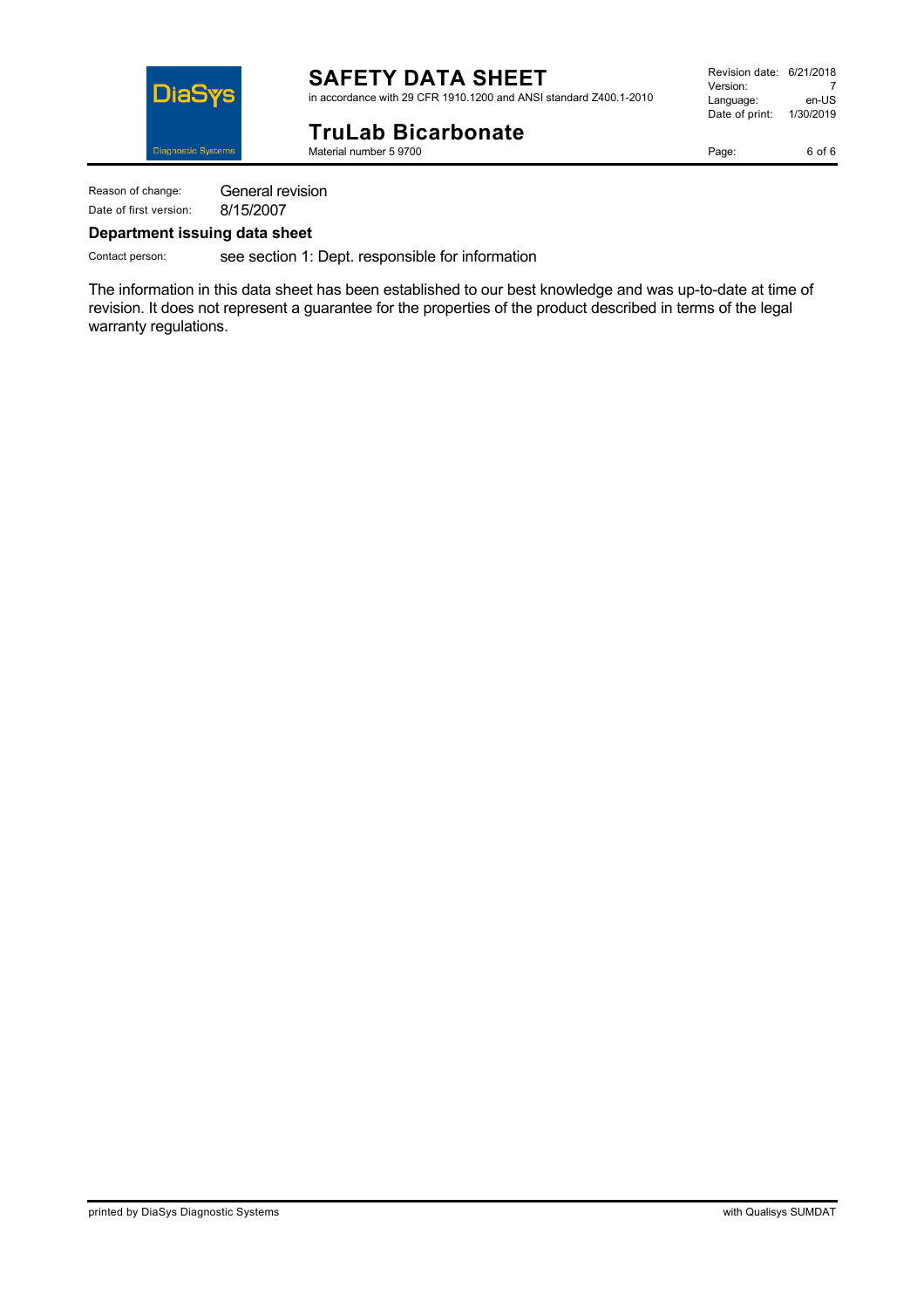Reason of change: General revision

Date of first version: 8/15/2007

**Department issuing data sheet**

Contact person: see section 1: Dept. responsible for information

The information in this data sheet has been established to our best knowledge and was up-to-date at time of revision. It does not represent a guarantee for the properties of the product described in terms of the legal warranty regulations.